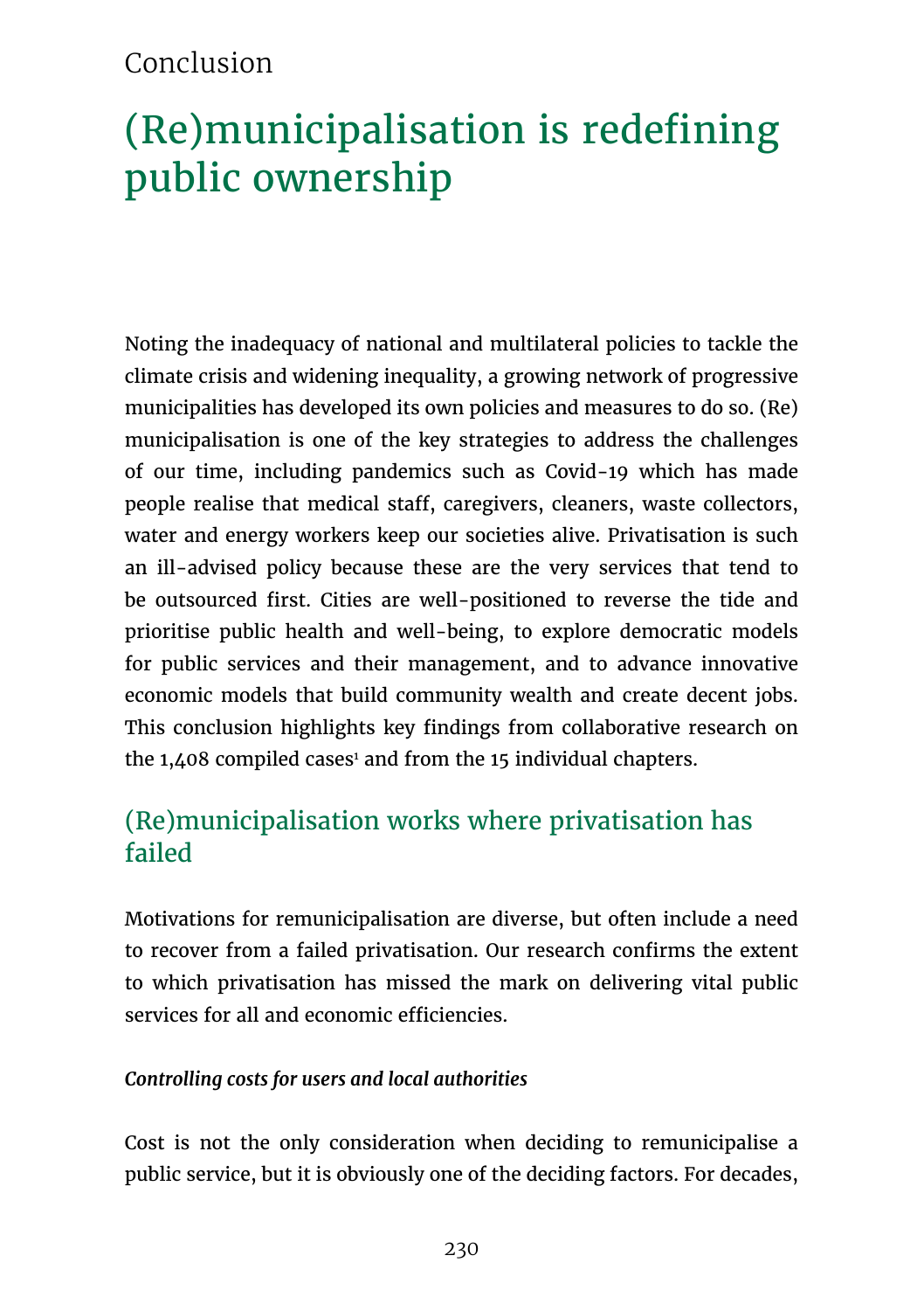Conclusion

# (Re)municipalisation is redefining public ownership

Noting the inadequacy of national and multilateral policies to tackle the climate crisis and widening inequality, a growing network of progressive municipalities has developed its own policies and measures to do so. (Re) municipalisation is one of the key strategies to address the challenges of our time, including pandemics such as Covid-19 which has made people realise that medical staff, caregivers, cleaners, waste collectors, water and energy workers keep our societies alive. Privatisation is such an ill-advised policy because these are the very services that tend to be outsourced first. Cities are well-positioned to reverse the tide and prioritise public health and well-being, to explore democratic models for public services and their management, and to advance innovative economic models that build community wealth and create decent jobs. This conclusion highlights key findings from collaborative research on the 1,408 compiled cases[1] and from the 15 individual chapters.

## (Re)municipalisation works where privatisation has failed

Motivations for remunicipalisation are diverse, but often include a need to recover from a failed privatisation. Our research confirms the extent to which privatisation has missed the mark on delivering vital public services for all and economic efficiencies.

***Controlling costs for users and local authorities***

Cost is not the only consideration when deciding to remunicipalise a public service, but it is obviously one of the deciding factors. For decades,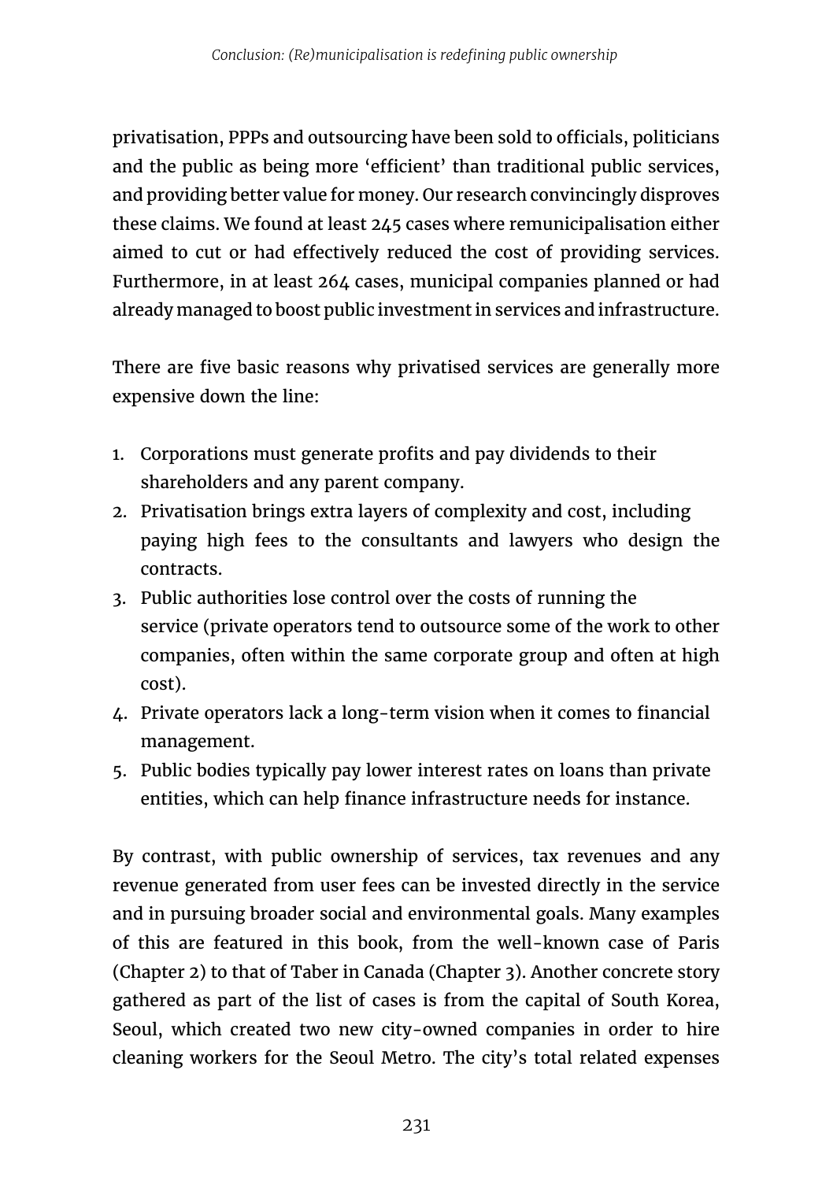privatisation, PPPs and outsourcing have been sold to officials, politicians and the public as being more 'efficient' than traditional public services, and providing better value for money. Our research convincingly disproves these claims. We found at least 245 cases where remunicipalisation either aimed to cut or had effectively reduced the cost of providing services. Furthermore, in at least 264 cases, municipal companies planned or had already managed to boost public investment in services and infrastructure.

There are five basic reasons why privatised services are generally more expensive down the line:

1. Corporations must generate profits and pay dividends to their shareholders and any parent company.
2. Privatisation brings extra layers of complexity and cost, including paying high fees to the consultants and lawyers who design the contracts.
3. Public authorities lose control over the costs of running the service (private operators tend to outsource some of the work to other companies, often within the same corporate group and often at high cost).
4. Private operators lack a long-term vision when it comes to financial management.
5. Public bodies typically pay lower interest rates on loans than private entities, which can help finance infrastructure needs for instance.

By contrast, with public ownership of services, tax revenues and any revenue generated from user fees can be invested directly in the service and in pursuing broader social and environmental goals. Many examples of this are featured in this book, from the well-known case of Paris (Chapter 2) to that of Taber in Canada (Chapter 3). Another concrete story gathered as part of the list of cases is from the capital of South Korea, Seoul, which created two new city-owned companies in order to hire cleaning workers for the Seoul Metro. The city's total related expenses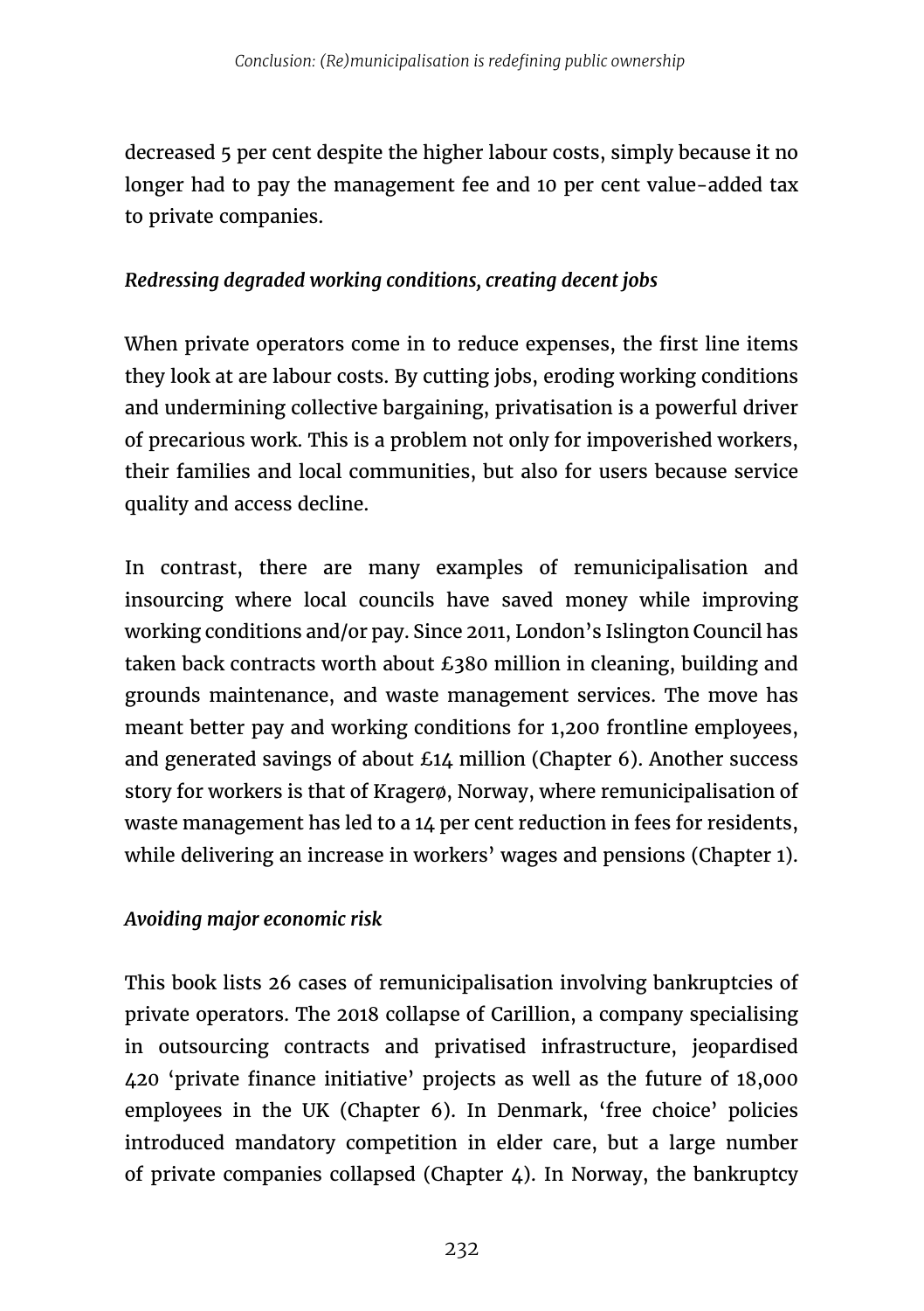decreased 5 per cent despite the higher labour costs, simply because it no longer had to pay the management fee and 10 per cent value-added tax to private companies.

*Redressing degraded working conditions, creating decent jobs*

When private operators come in to reduce expenses, the first line items they look at are labour costs. By cutting jobs, eroding working conditions and undermining collective bargaining, privatisation is a powerful driver of precarious work. This is a problem not only for impoverished workers, their families and local communities, but also for users because service quality and access decline.

In contrast, there are many examples of remunicipalisation and insourcing where local councils have saved money while improving working conditions and/or pay. Since 2011, London's Islington Council has taken back contracts worth about £380 million in cleaning, building and grounds maintenance, and waste management services. The move has meant better pay and working conditions for 1,200 frontline employees, and generated savings of about £14 million (Chapter 6). Another success story for workers is that of Kragerø, Norway, where remunicipalisation of waste management has led to a 14 per cent reduction in fees for residents, while delivering an increase in workers' wages and pensions (Chapter 1).

*Avoiding major economic risk*

This book lists 26 cases of remunicipalisation involving bankruptcies of private operators. The 2018 collapse of Carillion, a company specialising in outsourcing contracts and privatised infrastructure, jeopardised 420 'private finance initiative' projects as well as the future of 18,000 employees in the UK (Chapter 6). In Denmark, 'free choice' policies introduced mandatory competition in elder care, but a large number of private companies collapsed (Chapter 4). In Norway, the bankruptcy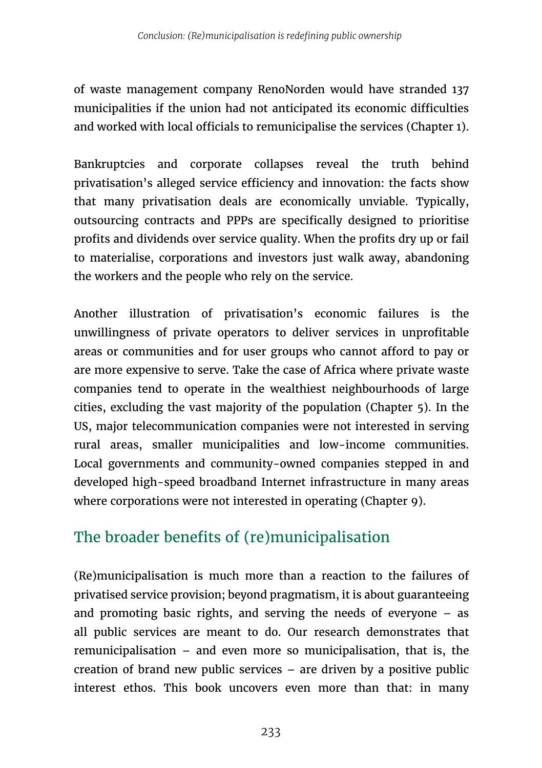of waste management company RenoNorden would have stranded 137 municipalities if the union had not anticipated its economic difficulties and worked with local officials to remunicipalise the services (Chapter 1).

Bankruptcies and corporate collapses reveal the truth behind privatisation's alleged service efficiency and innovation: the facts show that many privatisation deals are economically unviable. Typically, outsourcing contracts and PPPs are specifically designed to prioritise profits and dividends over service quality. When the profits dry up or fail to materialise, corporations and investors just walk away, abandoning the workers and the people who rely on the service.

Another illustration of privatisation's economic failures is the unwillingness of private operators to deliver services in unprofitable areas or communities and for user groups who cannot afford to pay or are more expensive to serve. Take the case of Africa where private waste companies tend to operate in the wealthiest neighbourhoods of large cities, excluding the vast majority of the population (Chapter 5). In the US, major telecommunication companies were not interested in serving rural areas, smaller municipalities and low-income communities. Local governments and community-owned companies stepped in and developed high-speed broadband Internet infrastructure in many areas where corporations were not interested in operating (Chapter 9).

## The broader benefits of (re)municipalisation

(Re)municipalisation is much more than a reaction to the failures of privatised service provision; beyond pragmatism, it is about guaranteeing and promoting basic rights, and serving the needs of everyone – as all public services are meant to do. Our research demonstrates that remunicipalisation – and even more so municipalisation, that is, the creation of brand new public services – are driven by a positive public interest ethos. This book uncovers even more than that: in many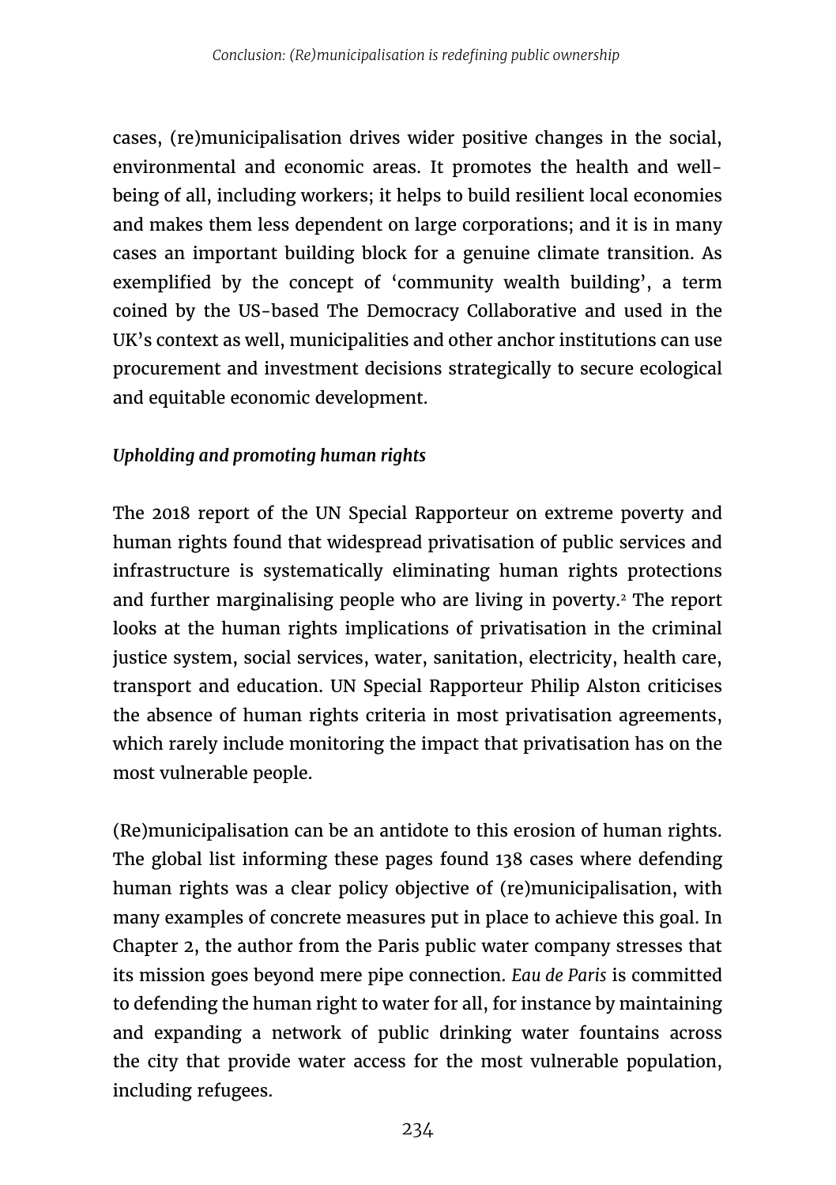cases, (re)municipalisation drives wider positive changes in the social, environmental and economic areas. It promotes the health and well-being of all, including workers; it helps to build resilient local economies and makes them less dependent on large corporations; and it is in many cases an important building block for a genuine climate transition. As exemplified by the concept of 'community wealth building', a term coined by the US-based The Democracy Collaborative and used in the UK's context as well, municipalities and other anchor institutions can use procurement and investment decisions strategically to secure ecological and equitable economic development.

### *Upholding and promoting human rights*

The 2018 report of the UN Special Rapporteur on extreme poverty and human rights found that widespread privatisation of public services and infrastructure is systematically eliminating human rights protections and further marginalising people who are living in poverty.[2] The report looks at the human rights implications of privatisation in the criminal justice system, social services, water, sanitation, electricity, health care, transport and education. UN Special Rapporteur Philip Alston criticises the absence of human rights criteria in most privatisation agreements, which rarely include monitoring the impact that privatisation has on the most vulnerable people.

(Re)municipalisation can be an antidote to this erosion of human rights. The global list informing these pages found 138 cases where defending human rights was a clear policy objective of (re)municipalisation, with many examples of concrete measures put in place to achieve this goal. In Chapter 2, the author from the Paris public water company stresses that its mission goes beyond mere pipe connection. *Eau de Paris* is committed to defending the human right to water for all, for instance by maintaining and expanding a network of public drinking water fountains across the city that provide water access for the most vulnerable population, including refugees.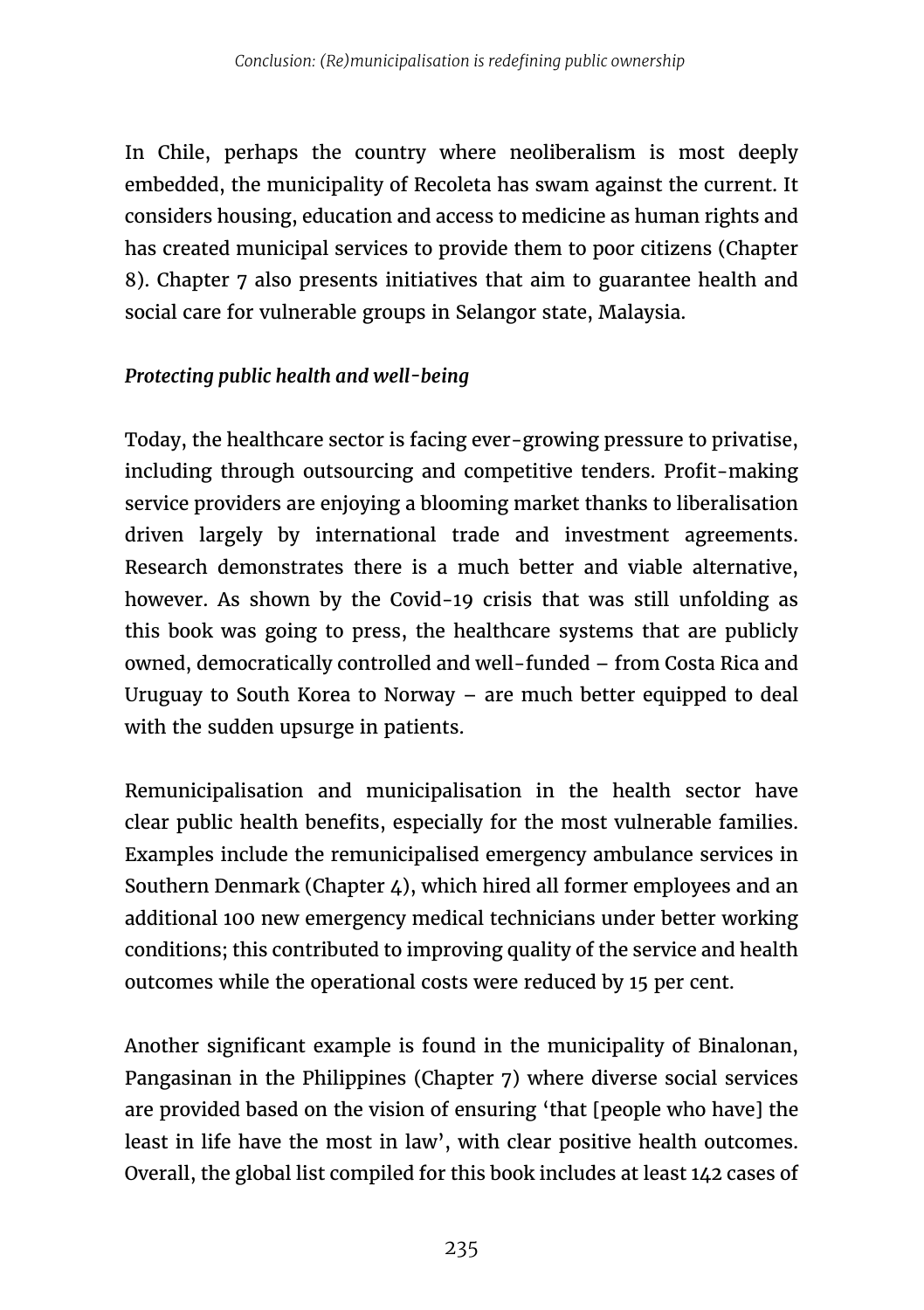In Chile, perhaps the country where neoliberalism is most deeply embedded, the municipality of Recoleta has swam against the current. It considers housing, education and access to medicine as human rights and has created municipal services to provide them to poor citizens (Chapter 8). Chapter 7 also presents initiatives that aim to guarantee health and social care for vulnerable groups in Selangor state, Malaysia.

### *Protecting public health and well-being*

Today, the healthcare sector is facing ever-growing pressure to privatise, including through outsourcing and competitive tenders. Profit-making service providers are enjoying a blooming market thanks to liberalisation driven largely by international trade and investment agreements. Research demonstrates there is a much better and viable alternative, however. As shown by the Covid-19 crisis that was still unfolding as this book was going to press, the healthcare systems that are publicly owned, democratically controlled and well-funded – from Costa Rica and Uruguay to South Korea to Norway – are much better equipped to deal with the sudden upsurge in patients.

Remunicipalisation and municipalisation in the health sector have clear public health benefits, especially for the most vulnerable families. Examples include the remunicipalised emergency ambulance services in Southern Denmark (Chapter 4), which hired all former employees and an additional 100 new emergency medical technicians under better working conditions; this contributed to improving quality of the service and health outcomes while the operational costs were reduced by 15 per cent.

Another significant example is found in the municipality of Binalonan, Pangasinan in the Philippines (Chapter 7) where diverse social services are provided based on the vision of ensuring 'that [people who have] the least in life have the most in law', with clear positive health outcomes. Overall, the global list compiled for this book includes at least 142 cases of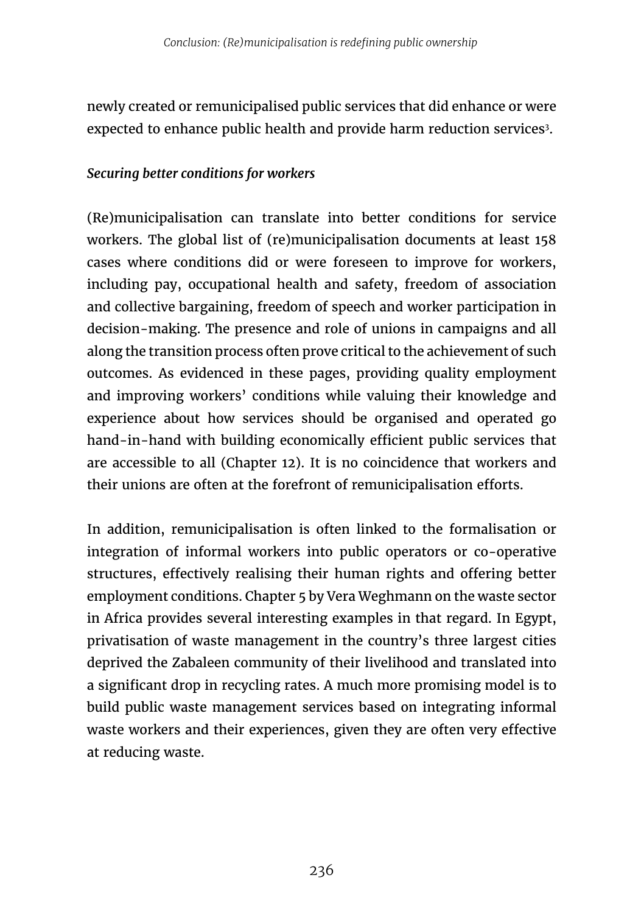newly created or remunicipalised public services that did enhance or were expected to enhance public health and provide harm reduction services[3].

*Securing better conditions for workers*

(Re)municipalisation can translate into better conditions for service workers. The global list of (re)municipalisation documents at least 158 cases where conditions did or were foreseen to improve for workers, including pay, occupational health and safety, freedom of association and collective bargaining, freedom of speech and worker participation in decision-making. The presence and role of unions in campaigns and all along the transition process often prove critical to the achievement of such outcomes. As evidenced in these pages, providing quality employment and improving workers' conditions while valuing their knowledge and experience about how services should be organised and operated go hand-in-hand with building economically efficient public services that are accessible to all (Chapter 12). It is no coincidence that workers and their unions are often at the forefront of remunicipalisation efforts.

In addition, remunicipalisation is often linked to the formalisation or integration of informal workers into public operators or co-operative structures, effectively realising their human rights and offering better employment conditions. Chapter 5 by Vera Weghmann on the waste sector in Africa provides several interesting examples in that regard. In Egypt, privatisation of waste management in the country's three largest cities deprived the Zabaleen community of their livelihood and translated into a significant drop in recycling rates. A much more promising model is to build public waste management services based on integrating informal waste workers and their experiences, given they are often very effective at reducing waste.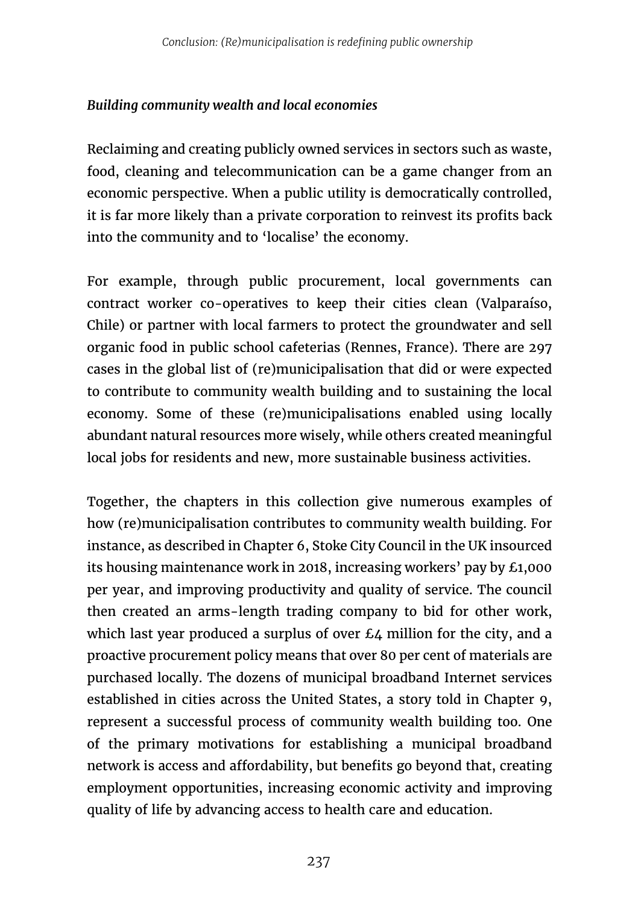*Building community wealth and local economies*

Reclaiming and creating publicly owned services in sectors such as waste, food, cleaning and telecommunication can be a game changer from an economic perspective. When a public utility is democratically controlled, it is far more likely than a private corporation to reinvest its profits back into the community and to 'localise' the economy.

For example, through public procurement, local governments can contract worker co-operatives to keep their cities clean (Valparaíso, Chile) or partner with local farmers to protect the groundwater and sell organic food in public school cafeterias (Rennes, France). There are 297 cases in the global list of (re)municipalisation that did or were expected to contribute to community wealth building and to sustaining the local economy. Some of these (re)municipalisations enabled using locally abundant natural resources more wisely, while others created meaningful local jobs for residents and new, more sustainable business activities.

Together, the chapters in this collection give numerous examples of how (re)municipalisation contributes to community wealth building. For instance, as described in Chapter 6, Stoke City Council in the UK insourced its housing maintenance work in 2018, increasing workers' pay by £1,000 per year, and improving productivity and quality of service. The council then created an arms-length trading company to bid for other work, which last year produced a surplus of over £4 million for the city, and a proactive procurement policy means that over 80 per cent of materials are purchased locally. The dozens of municipal broadband Internet services established in cities across the United States, a story told in Chapter 9, represent a successful process of community wealth building too. One of the primary motivations for establishing a municipal broadband network is access and affordability, but benefits go beyond that, creating employment opportunities, increasing economic activity and improving quality of life by advancing access to health care and education.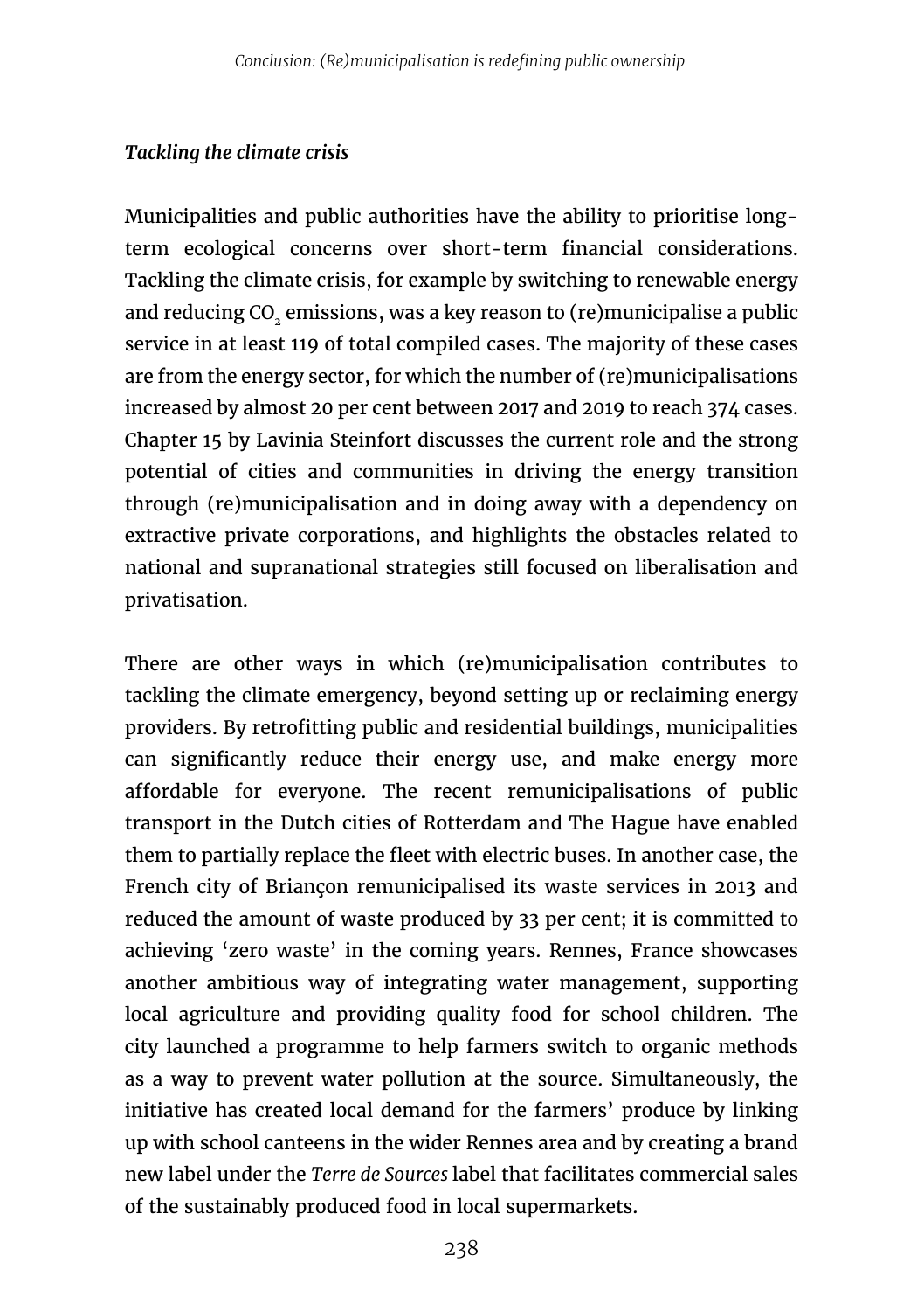### *Tackling the climate crisis*

Municipalities and public authorities have the ability to prioritise long-term ecological concerns over short-term financial considerations. Tackling the climate crisis, for example by switching to renewable energy and reducing $CO_2$ emissions, was a key reason to (re)municipalise a public service in at least 119 of total compiled cases. The majority of these cases are from the energy sector, for which the number of (re)municipalisations increased by almost 20 per cent between 2017 and 2019 to reach 374 cases. Chapter 15 by Lavinia Steinfort discusses the current role and the strong potential of cities and communities in driving the energy transition through (re)municipalisation and in doing away with a dependency on extractive private corporations, and highlights the obstacles related to national and supranational strategies still focused on liberalisation and privatisation.

There are other ways in which (re)municipalisation contributes to tackling the climate emergency, beyond setting up or reclaiming energy providers. By retrofitting public and residential buildings, municipalities can significantly reduce their energy use, and make energy more affordable for everyone. The recent remunicipalisations of public transport in the Dutch cities of Rotterdam and The Hague have enabled them to partially replace the fleet with electric buses. In another case, the French city of Briançon remunicipalised its waste services in 2013 and reduced the amount of waste produced by 33 per cent; it is committed to achieving 'zero waste' in the coming years. Rennes, France showcases another ambitious way of integrating water management, supporting local agriculture and providing quality food for school children. The city launched a programme to help farmers switch to organic methods as a way to prevent water pollution at the source. Simultaneously, the initiative has created local demand for the farmers' produce by linking up with school canteens in the wider Rennes area and by creating a brand new label under the *Terre de Sources* label that facilitates commercial sales of the sustainably produced food in local supermarkets.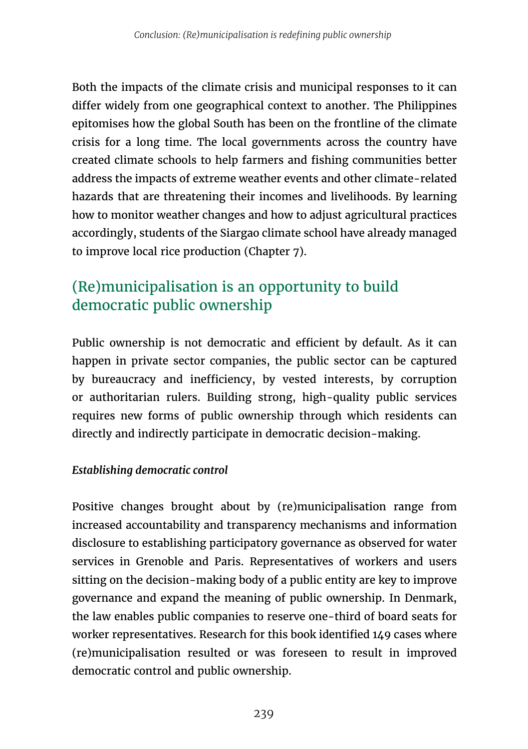Both the impacts of the climate crisis and municipal responses to it can differ widely from one geographical context to another. The Philippines epitomises how the global South has been on the frontline of the climate crisis for a long time. The local governments across the country have created climate schools to help farmers and fishing communities better address the impacts of extreme weather events and other climate-related hazards that are threatening their incomes and livelihoods. By learning how to monitor weather changes and how to adjust agricultural practices accordingly, students of the Siargao climate school have already managed to improve local rice production (Chapter 7).

## (Re)municipalisation is an opportunity to build democratic public ownership

Public ownership is not democratic and efficient by default. As it can happen in private sector companies, the public sector can be captured by bureaucracy and inefficiency, by vested interests, by corruption or authoritarian rulers. Building strong, high-quality public services requires new forms of public ownership through which residents can directly and indirectly participate in democratic decision-making.

***Establishing democratic control***

Positive changes brought about by (re)municipalisation range from increased accountability and transparency mechanisms and information disclosure to establishing participatory governance as observed for water services in Grenoble and Paris. Representatives of workers and users sitting on the decision-making body of a public entity are key to improve governance and expand the meaning of public ownership. In Denmark, the law enables public companies to reserve one-third of board seats for worker representatives. Research for this book identified 149 cases where (re)municipalisation resulted or was foreseen to result in improved democratic control and public ownership.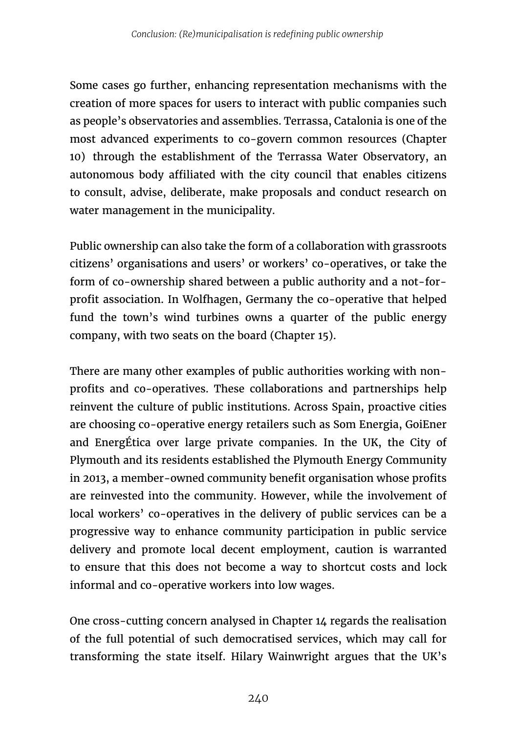Some cases go further, enhancing representation mechanisms with the creation of more spaces for users to interact with public companies such as people's observatories and assemblies. Terrassa, Catalonia is one of the most advanced experiments to co-govern common resources (Chapter 10) through the establishment of the Terrassa Water Observatory, an autonomous body affiliated with the city council that enables citizens to consult, advise, deliberate, make proposals and conduct research on water management in the municipality.

Public ownership can also take the form of a collaboration with grassroots citizens' organisations and users' or workers' co-operatives, or take the form of co-ownership shared between a public authority and a not-for-profit association. In Wolfhagen, Germany the co-operative that helped fund the town's wind turbines owns a quarter of the public energy company, with two seats on the board (Chapter 15).

There are many other examples of public authorities working with non-profits and co-operatives. These collaborations and partnerships help reinvent the culture of public institutions. Across Spain, proactive cities are choosing co-operative energy retailers such as Som Energia, GoiEner and EnergÉtica over large private companies. In the UK, the City of Plymouth and its residents established the Plymouth Energy Community in 2013, a member-owned community benefit organisation whose profits are reinvested into the community. However, while the involvement of local workers' co-operatives in the delivery of public services can be a progressive way to enhance community participation in public service delivery and promote local decent employment, caution is warranted to ensure that this does not become a way to shortcut costs and lock informal and co-operative workers into low wages.

One cross-cutting concern analysed in Chapter 14 regards the realisation of the full potential of such democratised services, which may call for transforming the state itself. Hilary Wainwright argues that the UK's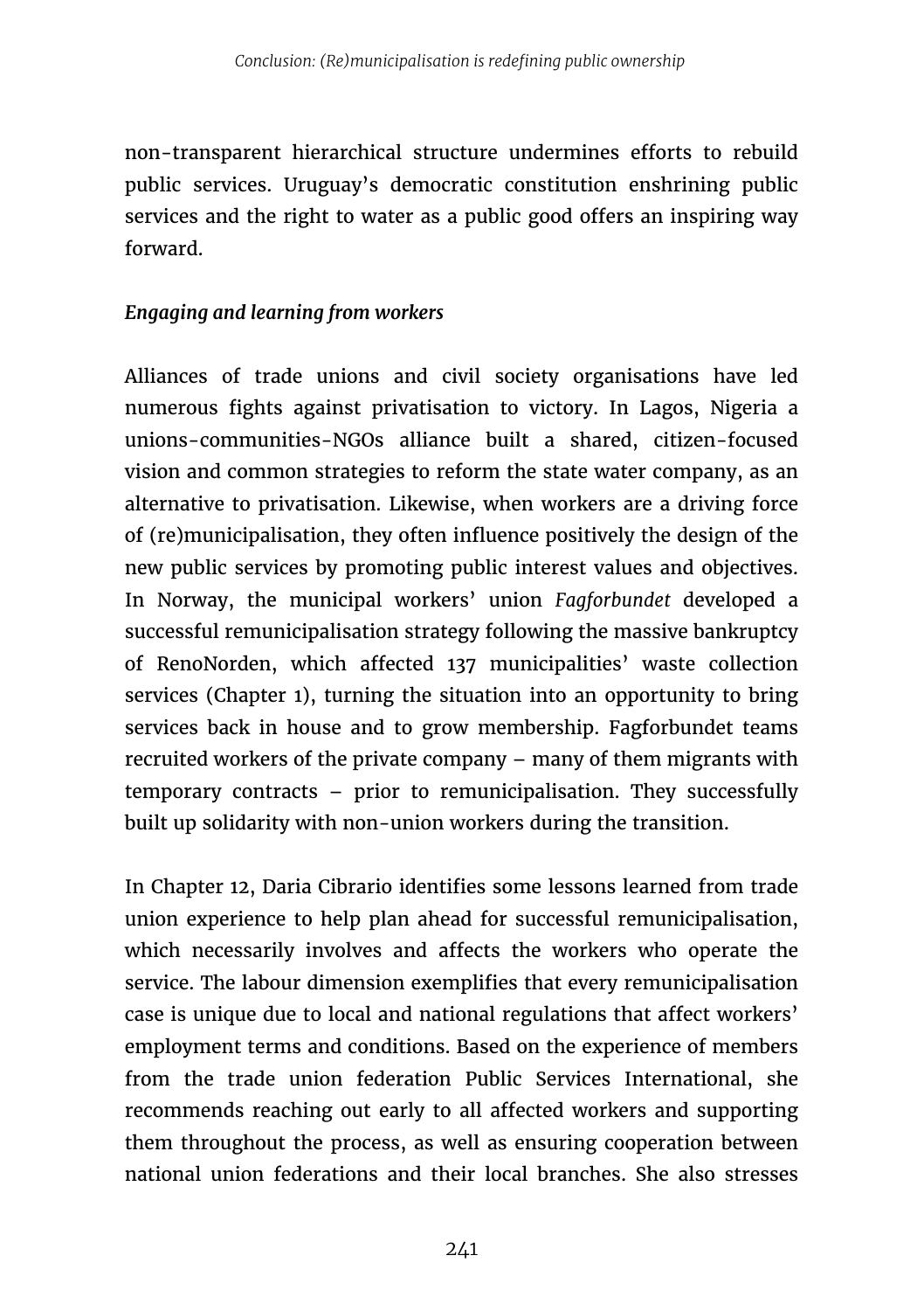non-transparent hierarchical structure undermines efforts to rebuild public services. Uruguay's democratic constitution enshrining public services and the right to water as a public good offers an inspiring way forward.

### *Engaging and learning from workers*

Alliances of trade unions and civil society organisations have led numerous fights against privatisation to victory. In Lagos, Nigeria a unions-communities-NGOs alliance built a shared, citizen-focused vision and common strategies to reform the state water company, as an alternative to privatisation. Likewise, when workers are a driving force of (re)municipalisation, they often influence positively the design of the new public services by promoting public interest values and objectives. In Norway, the municipal workers' union *Fagforbundet* developed a successful remunicipalisation strategy following the massive bankruptcy of RenoNorden, which affected 137 municipalities' waste collection services (Chapter 1), turning the situation into an opportunity to bring services back in house and to grow membership. Fagforbundet teams recruited workers of the private company – many of them migrants with temporary contracts – prior to remunicipalisation. They successfully built up solidarity with non-union workers during the transition.

In Chapter 12, Daria Cibrario identifies some lessons learned from trade union experience to help plan ahead for successful remunicipalisation, which necessarily involves and affects the workers who operate the service. The labour dimension exemplifies that every remunicipalisation case is unique due to local and national regulations that affect workers' employment terms and conditions. Based on the experience of members from the trade union federation Public Services International, she recommends reaching out early to all affected workers and supporting them throughout the process, as well as ensuring cooperation between national union federations and their local branches. She also stresses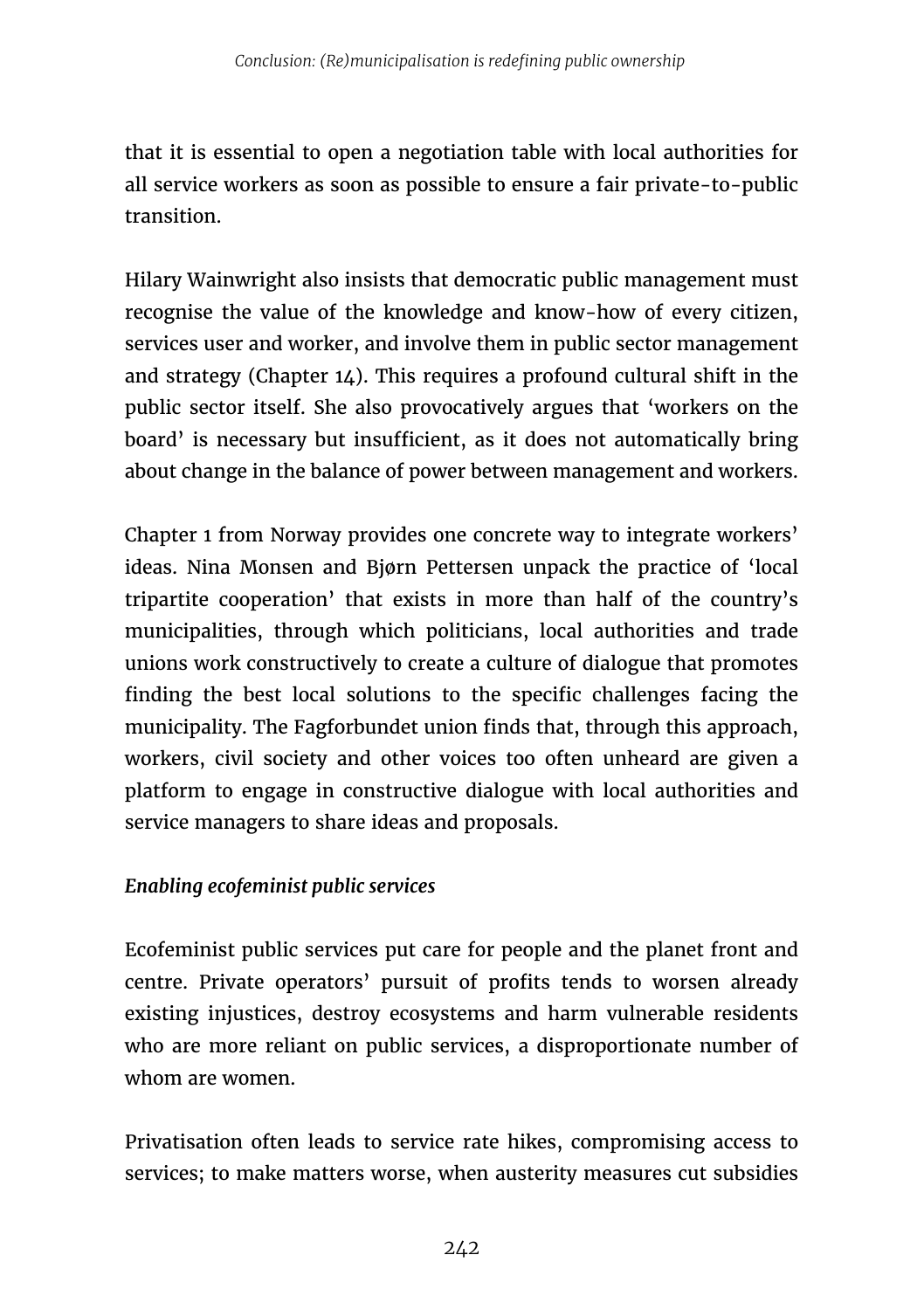that it is essential to open a negotiation table with local authorities for all service workers as soon as possible to ensure a fair private-to-public transition.

Hilary Wainwright also insists that democratic public management must recognise the value of the knowledge and know-how of every citizen, services user and worker, and involve them in public sector management and strategy (Chapter 14). This requires a profound cultural shift in the public sector itself. She also provocatively argues that 'workers on the board' is necessary but insufficient, as it does not automatically bring about change in the balance of power between management and workers.

Chapter 1 from Norway provides one concrete way to integrate workers' ideas. Nina Monsen and Bjørn Pettersen unpack the practice of 'local tripartite cooperation' that exists in more than half of the country's municipalities, through which politicians, local authorities and trade unions work constructively to create a culture of dialogue that promotes finding the best local solutions to the specific challenges facing the municipality. The Fagforbundet union finds that, through this approach, workers, civil society and other voices too often unheard are given a platform to engage in constructive dialogue with local authorities and service managers to share ideas and proposals.

### *Enabling ecofeminist public services*

Ecofeminist public services put care for people and the planet front and centre. Private operators' pursuit of profits tends to worsen already existing injustices, destroy ecosystems and harm vulnerable residents who are more reliant on public services, a disproportionate number of whom are women.

Privatisation often leads to service rate hikes, compromising access to services; to make matters worse, when austerity measures cut subsidies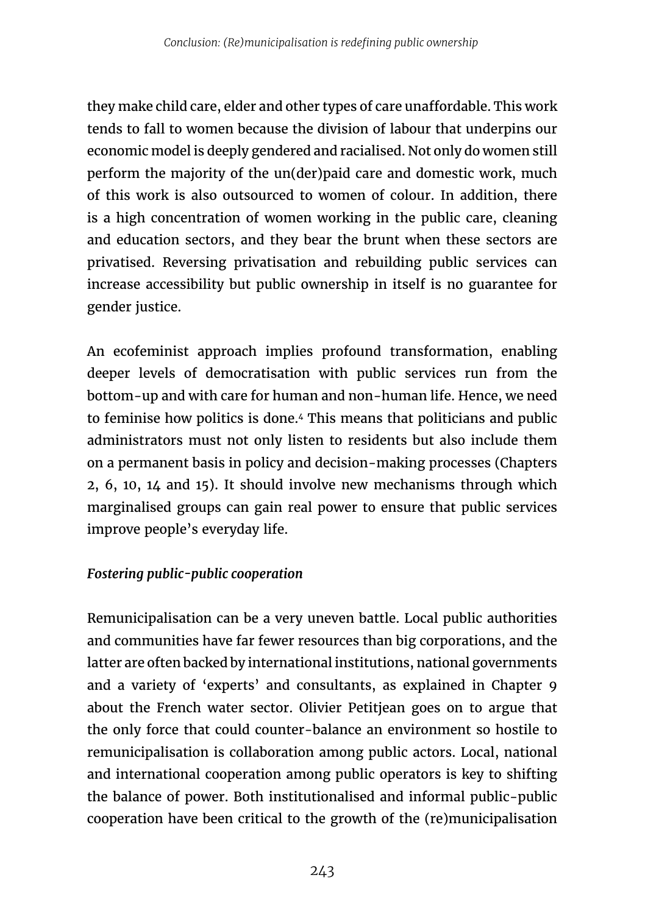they make child care, elder and other types of care unaffordable. This work tends to fall to women because the division of labour that underpins our economic model is deeply gendered and racialised. Not only do women still perform the majority of the un(der)paid care and domestic work, much of this work is also outsourced to women of colour. In addition, there is a high concentration of women working in the public care, cleaning and education sectors, and they bear the brunt when these sectors are privatised. Reversing privatisation and rebuilding public services can increase accessibility but public ownership in itself is no guarantee for gender justice.

An ecofeminist approach implies profound transformation, enabling deeper levels of democratisation with public services run from the bottom-up and with care for human and non-human life. Hence, we need to feminise how politics is done.[4] This means that politicians and public administrators must not only listen to residents but also include them on a permanent basis in policy and decision-making processes (Chapters 2, 6, 10, 14 and 15). It should involve new mechanisms through which marginalised groups can gain real power to ensure that public services improve people's everyday life.

***Fostering public-public cooperation***

Remunicipalisation can be a very uneven battle. Local public authorities and communities have far fewer resources than big corporations, and the latter are often backed by international institutions, national governments and a variety of 'experts' and consultants, as explained in Chapter 9 about the French water sector. Olivier Petitjean goes on to argue that the only force that could counter-balance an environment so hostile to remunicipalisation is collaboration among public actors. Local, national and international cooperation among public operators is key to shifting the balance of power. Both institutionalised and informal public-public cooperation have been critical to the growth of the (re)municipalisation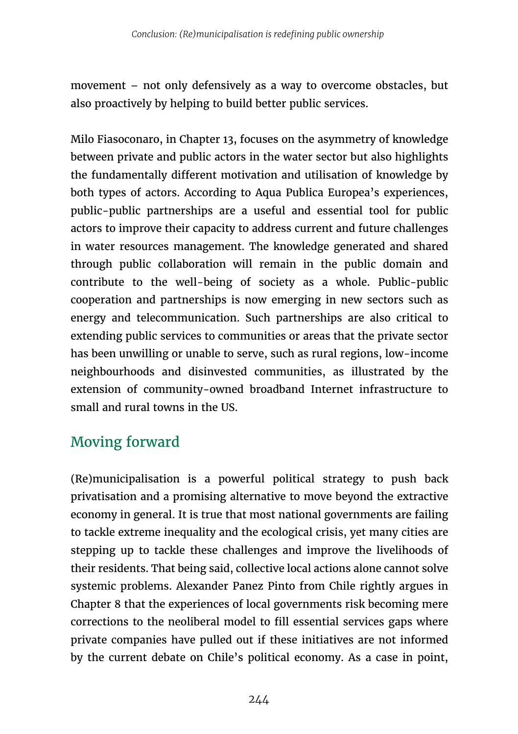movement – not only defensively as a way to overcome obstacles, but also proactively by helping to build better public services.

Milo Fiasoconaro, in Chapter 13, focuses on the asymmetry of knowledge between private and public actors in the water sector but also highlights the fundamentally different motivation and utilisation of knowledge by both types of actors. According to Aqua Publica Europea's experiences, public-public partnerships are a useful and essential tool for public actors to improve their capacity to address current and future challenges in water resources management. The knowledge generated and shared through public collaboration will remain in the public domain and contribute to the well-being of society as a whole. Public-public cooperation and partnerships is now emerging in new sectors such as energy and telecommunication. Such partnerships are also critical to extending public services to communities or areas that the private sector has been unwilling or unable to serve, such as rural regions, low-income neighbourhoods and disinvested communities, as illustrated by the extension of community-owned broadband Internet infrastructure to small and rural towns in the US.

## Moving forward

(Re)municipalisation is a powerful political strategy to push back privatisation and a promising alternative to move beyond the extractive economy in general. It is true that most national governments are failing to tackle extreme inequality and the ecological crisis, yet many cities are stepping up to tackle these challenges and improve the livelihoods of their residents. That being said, collective local actions alone cannot solve systemic problems. Alexander Panez Pinto from Chile rightly argues in Chapter 8 that the experiences of local governments risk becoming mere corrections to the neoliberal model to fill essential services gaps where private companies have pulled out if these initiatives are not informed by the current debate on Chile's political economy. As a case in point,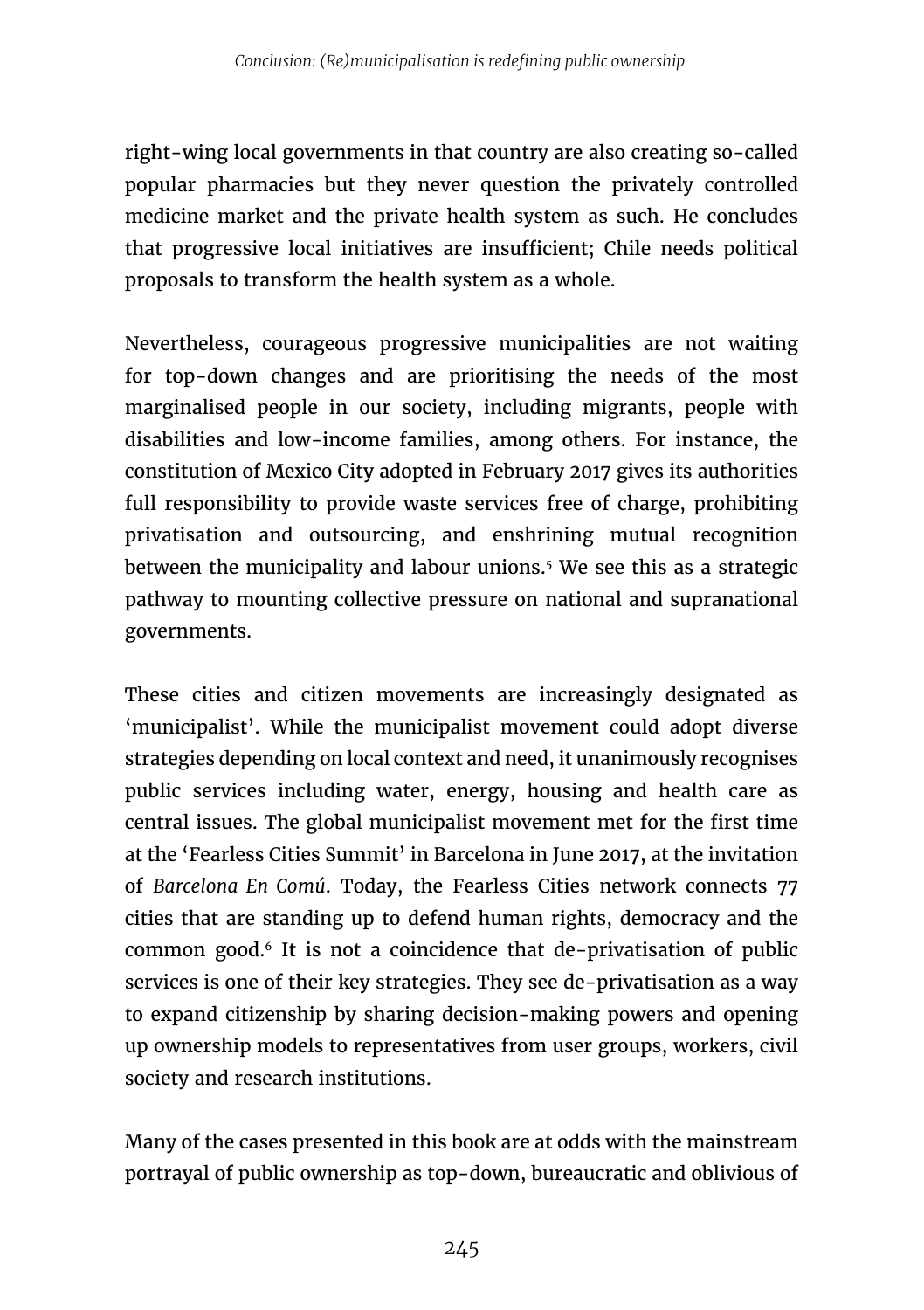right-wing local governments in that country are also creating so-called popular pharmacies but they never question the privately controlled medicine market and the private health system as such. He concludes that progressive local initiatives are insufficient; Chile needs political proposals to transform the health system as a whole.

Nevertheless, courageous progressive municipalities are not waiting for top-down changes and are prioritising the needs of the most marginalised people in our society, including migrants, people with disabilities and low-income families, among others. For instance, the constitution of Mexico City adopted in February 2017 gives its authorities full responsibility to provide waste services free of charge, prohibiting privatisation and outsourcing, and enshrining mutual recognition between the municipality and labour unions.[5] We see this as a strategic pathway to mounting collective pressure on national and supranational governments.

These cities and citizen movements are increasingly designated as 'municipalist'. While the municipalist movement could adopt diverse strategies depending on local context and need, it unanimously recognises public services including water, energy, housing and health care as central issues. The global municipalist movement met for the first time at the 'Fearless Cities Summit' in Barcelona in June 2017, at the invitation of *Barcelona En Comú*. Today, the Fearless Cities network connects 77 cities that are standing up to defend human rights, democracy and the common good.[6] It is not a coincidence that de-privatisation of public services is one of their key strategies. They see de-privatisation as a way to expand citizenship by sharing decision-making powers and opening up ownership models to representatives from user groups, workers, civil society and research institutions.

Many of the cases presented in this book are at odds with the mainstream portrayal of public ownership as top-down, bureaucratic and oblivious of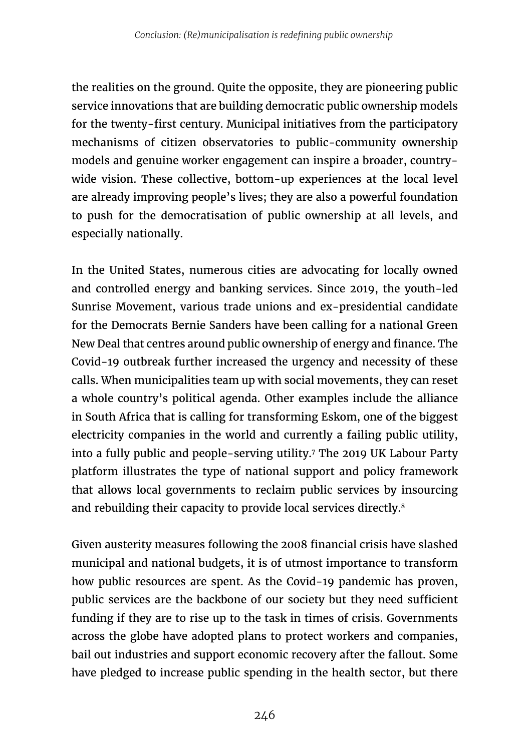the realities on the ground. Quite the opposite, they are pioneering public service innovations that are building democratic public ownership models for the twenty-first century. Municipal initiatives from the participatory mechanisms of citizen observatories to public-community ownership models and genuine worker engagement can inspire a broader, country-wide vision. These collective, bottom-up experiences at the local level are already improving people's lives; they are also a powerful foundation to push for the democratisation of public ownership at all levels, and especially nationally.

In the United States, numerous cities are advocating for locally owned and controlled energy and banking services. Since 2019, the youth-led Sunrise Movement, various trade unions and ex-presidential candidate for the Democrats Bernie Sanders have been calling for a national Green New Deal that centres around public ownership of energy and finance. The Covid-19 outbreak further increased the urgency and necessity of these calls. When municipalities team up with social movements, they can reset a whole country's political agenda. Other examples include the alliance in South Africa that is calling for transforming Eskom, one of the biggest electricity companies in the world and currently a failing public utility, into a fully public and people-serving utility.[7] The 2019 UK Labour Party platform illustrates the type of national support and policy framework that allows local governments to reclaim public services by insourcing and rebuilding their capacity to provide local services directly.[8]

Given austerity measures following the 2008 financial crisis have slashed municipal and national budgets, it is of utmost importance to transform how public resources are spent. As the Covid-19 pandemic has proven, public services are the backbone of our society but they need sufficient funding if they are to rise up to the task in times of crisis. Governments across the globe have adopted plans to protect workers and companies, bail out industries and support economic recovery after the fallout. Some have pledged to increase public spending in the health sector, but there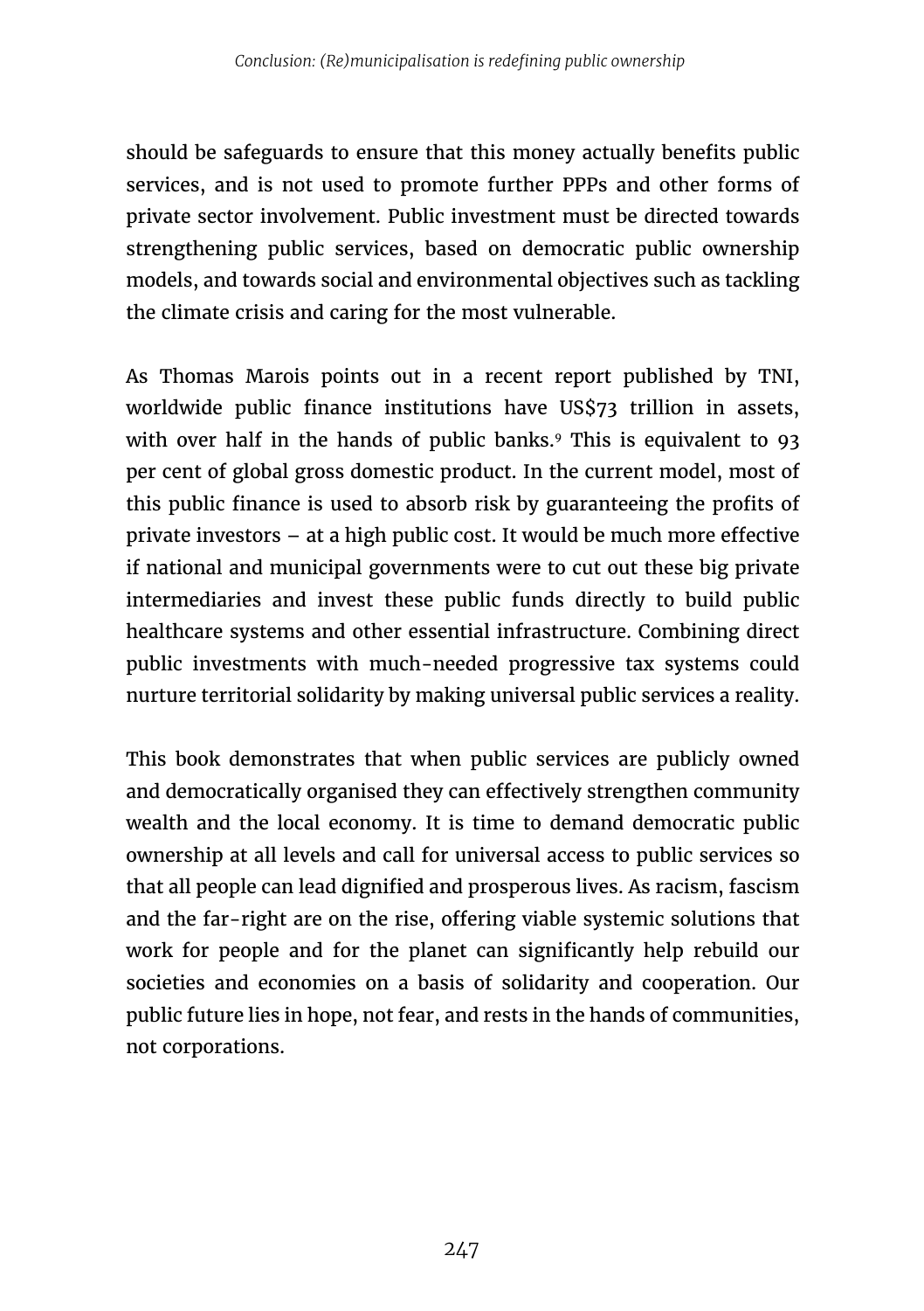should be safeguards to ensure that this money actually benefits public services, and is not used to promote further PPPs and other forms of private sector involvement. Public investment must be directed towards strengthening public services, based on democratic public ownership models, and towards social and environmental objectives such as tackling the climate crisis and caring for the most vulnerable.

As Thomas Marois points out in a recent report published by TNI, worldwide public finance institutions have US$73 trillion in assets, with over half in the hands of public banks.[9] This is equivalent to 93 per cent of global gross domestic product. In the current model, most of this public finance is used to absorb risk by guaranteeing the profits of private investors – at a high public cost. It would be much more effective if national and municipal governments were to cut out these big private intermediaries and invest these public funds directly to build public healthcare systems and other essential infrastructure. Combining direct public investments with much-needed progressive tax systems could nurture territorial solidarity by making universal public services a reality.

This book demonstrates that when public services are publicly owned and democratically organised they can effectively strengthen community wealth and the local economy. It is time to demand democratic public ownership at all levels and call for universal access to public services so that all people can lead dignified and prosperous lives. As racism, fascism and the far-right are on the rise, offering viable systemic solutions that work for people and for the planet can significantly help rebuild our societies and economies on a basis of solidarity and cooperation. Our public future lies in hope, not fear, and rests in the hands of communities, not corporations.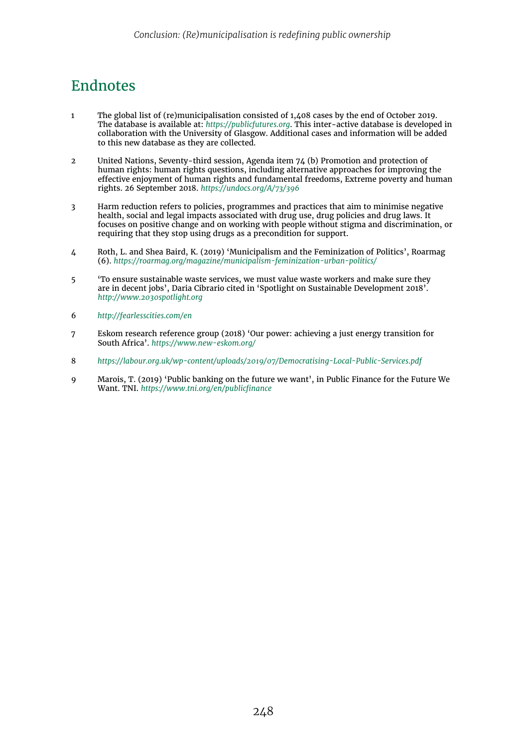## Endnotes

1. The global list of (re)municipalisation consisted of 1,408 cases by the end of October 2019. The database is available at: *https://publicfutures.org*. This inter-active database is developed in collaboration with the University of Glasgow. Additional cases and information will be added to this new database as they are collected.

2. United Nations, Seventy-third session, Agenda item 74 (b) Promotion and protection of human rights: human rights questions, including alternative approaches for improving the effective enjoyment of human rights and fundamental freedoms, Extreme poverty and human rights. 26 September 2018. *https://undocs.org/A/73/396*

3. Harm reduction refers to policies, programmes and practices that aim to minimise negative health, social and legal impacts associated with drug use, drug policies and drug laws. It focuses on positive change and on working with people without stigma and discrimination, or requiring that they stop using drugs as a precondition for support.

4. Roth, L. and Shea Baird, K. (2019) 'Municipalism and the Feminization of Politics', Roarmag (6). *https://roarmag.org/magazine/municipalism-feminization-urban-politics/*

5. 'To ensure sustainable waste services, we must value waste workers and make sure they are in decent jobs', Daria Cibrario cited in 'Spotlight on Sustainable Development 2018'. *http://www.2030spotlight.org*

6. *http://fearlesscities.com/en*

7. Eskom research reference group (2018) 'Our power: achieving a just energy transition for South Africa'. *https://www.new-eskom.org/*

8. *https://labour.org.uk/wp-content/uploads/2019/07/Democratising-Local-Public-Services.pdf*

9. Marois, T. (2019) 'Public banking on the future we want', in Public Finance for the Future We Want. TNI. *https://www.tni.org/en/publicfinance*